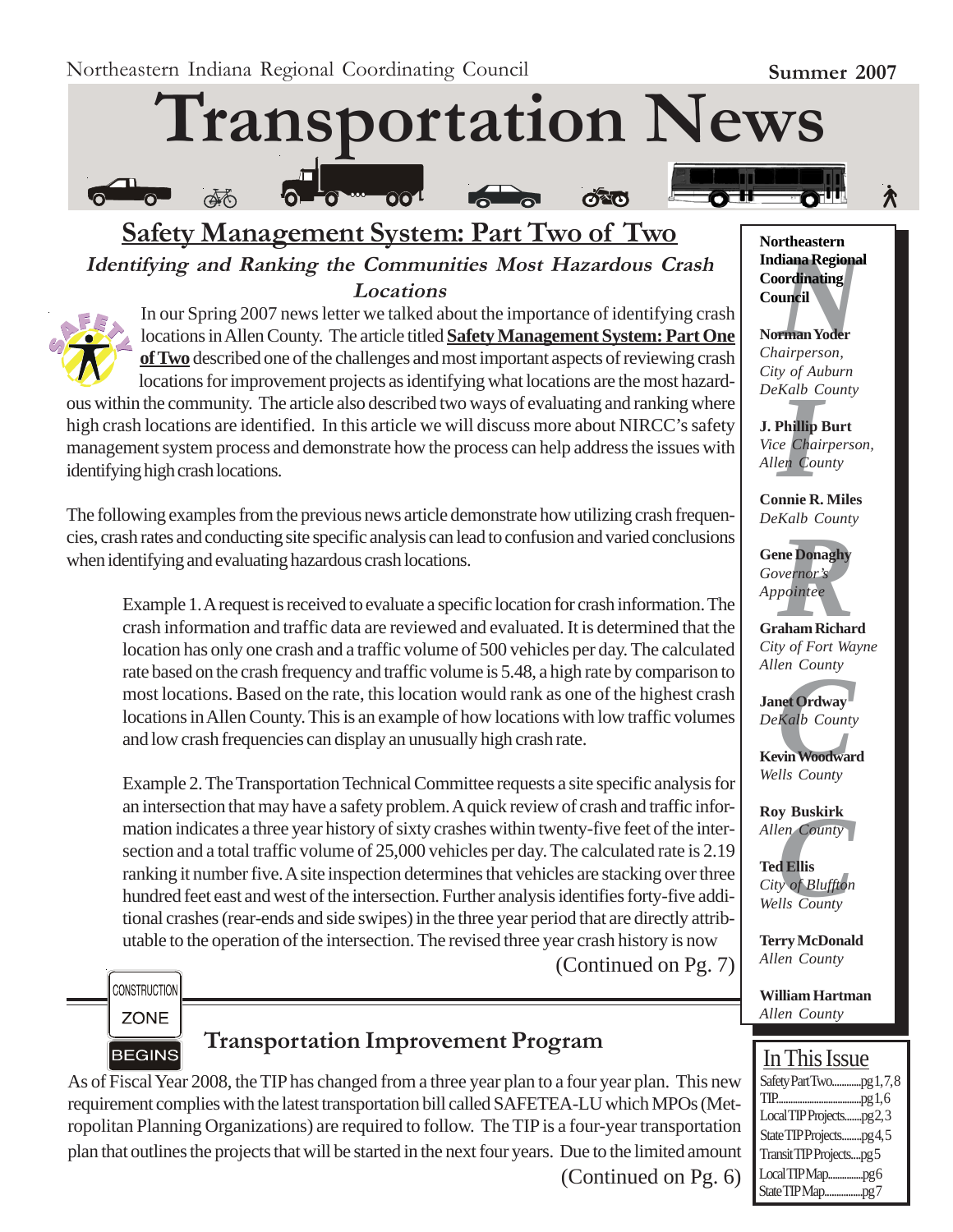Northeastern Indiana Regional Coordinating Council

Summer 2007

# Transportation News

## Safety Management System: Part Two of Two

### Identifying and Ranking the Communities Most Hazardous Crash Locations

In our Spring 2007 news letter we talked about the importance of identifying crash locations in Allen County. The article titled **Safety Management System: Part One of Two** described one of the challenges and most important aspects of reviewing crash locations for improvement projects as identifying what locations are the most hazardous within the community. The article also described two ways of evaluating and ranking where high crash locations are identified. In this article we will discuss more about NIRCC's safety management system process and demonstrate how the process can help address the issues with identifying high crash locations.

The following examples from the previous news article demonstrate how utilizing crash frequencies, crash rates and conducting site specific analysis can lead to confusion and varied conclusions when identifying and evaluating hazardous crash locations.

> Example 1. A request is received to evaluate a specific location for crash information. The crash information and traffic data are reviewed and evaluated. It is determined that the location has only one crash and a traffic volume of 500 vehicles per day. The calculated rate based on the crash frequency and traffic volume is 5.48, a high rate by comparison to most locations. Based on the rate, this location would rank as one of the highest crash locations in Allen County. This is an example of how locations with low traffic volumes and low crash frequencies can display an unusually high crash rate.
>
> Example 2. The Transportation Technical Committee requests a site specific analysis for an intersection that may have a safety problem. A quick review of crash and traffic information indicates a three year history of sixty crashes within twenty-five feet of the intersection and a total traffic volume of 25,000 vehicles per day. The calculated rate is 2.19 ranking it number five. A site inspection determines that vehicles are stacking over three hundred feet east and west of the intersection. Further analysis identifies forty-five additional crashes (rear-ends and side swipes) in the three year period that are directly attributable to the operation of the intersection. The revised three year crash history is now

(Continued on Pg. 7)

## Transportation Improvement Program

As of Fiscal Year 2008, the TIP has changed from a three year plan to a four year plan. This new requirement complies with the latest transportation bill called SAFETEA-LU which MPOs (Metropolitan Planning Organizations) are required to follow. The TIP is a four-year transportation plan that outlines the projects that will be started in the next four years. Due to the limited amount

(Continued on Pg. 6)

---

**Northeastern Indiana Regional Coordinating Council**

**Norman Yoder**
*Chairperson, City of Auburn DeKalb County*

**J. Phillip Burt**
*Vice Chairperson, Allen County*

**Connie R. Miles**
*DeKalb County*

**Gene Donaghy**
*Governor's Appointee*

**Graham Richard**
*City of Fort Wayne Allen County*

**Janet Ordway**
*DeKalb County*

**Kevin Woodward**
*Wells County*

**Roy Buskirk**
*Allen County*

**Ted Ellis**
*City of Bluffton Wells County*

**Terry McDonald**
*Allen County*

**William Hartman**
*Allen County*

---

**In This Issue**

- Safety Part Two ........ pg 1, 7, 8
- TIP ........ pg 1, 6
- Local TIP Projects ........ pg 2, 3
- State TIP Projects ........ pg 4, 5
- Transit TIP Projects ........ pg 5
- Local TIP Map ........ pg 6
- State TIP Map ........ pg 7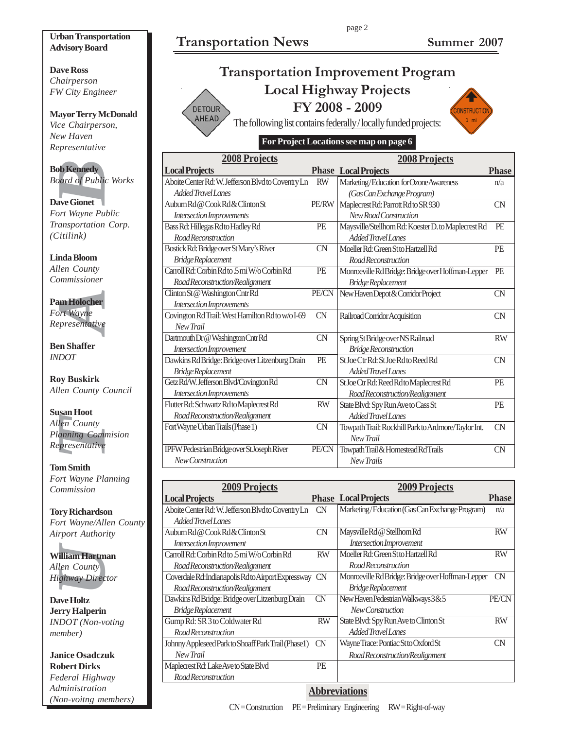**Urban Transportation Advisory Board**

**Dave Ross**
*Chairperson*
*FW City Engineer*

**Mayor Terry McDonald**
*Vice Chairperson,*
*New Haven*
*Representative*

**Bob Kennedy**
*Board of Public Works*

**Dave Gionet**
*Fort Wayne Public Transportation Corp. (Citilink)*

**Linda Bloom**
*Allen County Commissioner*

**Pam Holocher**
*Fort Wayne Representative*

**Ben Shaffer**
*INDOT*

**Roy Buskirk**
*Allen County Council*

**Susan Hoot**
*Allen County Planning Commision Representative*

**Tom Smith**
*Fort Wayne Planning Commission*

**Tory Richardson**
*Fort Wayne/Allen County Airport Authority*

**William Hartman**
*Allen County Highway Director*

**Dave Holtz**
**Jerry Halperin**
*INDOT (Non-voting member)*

**Janice Osadczuk**
**Robert Dirks**
*Federal Highway Administration (Non-voitng members)*

# Transportation Improvement Program
## Local Highway Projects
## FY 2008 - 2009

DETOUR AHEAD

CONSTRUCTION 1 mi

The following list contains federally / locally funded projects:

**For Project Locations see map on page 6**

### 2008 Projects

| Local Projects | Phase |
|---|---|
| Aboite Center Rd: W. Jefferson Blvd to Coventry Ln<br>*Added Travel Lanes* | RW |
| Auburn Rd @ Cook Rd & Clinton St<br>*Intersection Improvements* | PE/RW |
| Bass Rd: Hillegas Rd to Hadley Rd<br>*Road Reconstruction* | PE |
| Bostick Rd: Bridge over St Mary's River<br>*Bridge Replacement* | CN |
| Carroll Rd: Corbin Rd to .5 mi W/o Corbin Rd<br>*Road Reconstruction/Realignment* | PE |
| Clinton St @ Washington Cntr Rd<br>*Intersection Improvements* | PE/CN |
| Covington Rd Trail: West Hamilton Rd to w/o I-69<br>*New Trail* | CN |
| Dartmouth Dr @ Washington Cntr Rd<br>*Intersection Improvement* | CN |
| Dawkins Rd Bridge: Bridge over Litzenburg Drain<br>*Bridge Replacement* | PE |
| Getz Rd/W. Jefferson Blvd/Covington Rd<br>*Intersection Improvements* | CN |
| Flutter Rd: Schwartz Rd to Maplecrest Rd<br>*Road Reconstruction/Realignment* | RW |
| Fort Wayne Urban Trails (Phase 1) | CN |
| IPFW Pedestrian Bridge over St Joseph River<br>*New Construction* | PE/CN |
| Marketing/Education for Ozone Awareness<br>*(Gas Can Exchange Program)* | n/a |
| Maplecrest Rd: Parrott Rd to SR 930<br>*New Road Construction* | CN |
| Maysville/Stellhorn Rd: Koester D. to Maplecrest Rd<br>*Added Travel Lanes* | PE |
| Moeller Rd: Green St to Hartzell Rd<br>*Road Reconstruction* | PE |
| Monroeville Rd Bridge: Bridge over Hoffman-Lepper<br>*Bridge Replacement* | PE |
| New Haven Depot & Corridor Project | CN |
| Railroad Corridor Acquisition | CN |
| Spring St Bridge over NS Railroad<br>*Bridge Reconstruction* | RW |
| St Joe Ctr Rd: St Joe Rd to Reed Rd<br>*Added Travel Lanes* | CN |
| St Joe Ctr Rd: Reed Rd to Maplecrest Rd<br>*Road Reconstruction/Realignment* | PE |
| State Blvd: Spy Run Ave to Cass St<br>*Added Travel Lanes* | PE |
| Towpath Trail: Rockhill Park to Ardmore/Taylor Int.<br>*New Trail* | CN |
| Towpath Trail & Homestead Rd Trails<br>*New Trails* | CN |

### 2009 Projects

| Local Projects | Phase |
|---|---|
| Aboite Center Rd: W. Jefferson Blvd to Coventry Ln<br>*Added Travel Lanes* | CN |
| Auburn Rd @ Cook Rd & Clinton St<br>*Intersection Improvement* | CN |
| Carroll Rd: Corbin Rd to .5 mi W/o Corbin Rd<br>*Road Reconstruction/Realignment* | RW |
| Coverdale Rd: Indianapolis Rd to Airport Expressway<br>*Road Reconstruction/Realignment* | CN |
| Dawkins Rd Bridge: Bridge over Litzenburg Drain<br>*Bridge Replacement* | CN |
| Gump Rd: SR 3 to Coldwater Rd<br>*Road Reconstruction* | RW |
| Johnny Appleseed Park to Shoaff Park Trail (Phase1)<br>*New Trail* | CN |
| Maplecrest Rd: Lake Ave to State Blvd<br>*Road Reconstruction* | PE |
| Marketing / Education (Gas Can Exchange Program) | n/a |
| Maysville Rd @ Stellhorn Rd<br>*Intersection Improvement* | RW |
| Moeller Rd: Green St to Hartzell Rd<br>*Road Reconstruction* | RW |
| Monroeville Rd Bridge: Bridge over Hoffman-Lepper<br>*Bridge Replacement* | CN |
| New Haven Pedestrian Walkways 3 & 5<br>*New Construction* | PE/CN |
| State Blvd: Spy Run Ave to Clinton St<br>*Added Travel Lanes* | RW |
| Wayne Trace: Pontiac St to Oxford St<br>*Road Reconstruction/Realignment* | CN |

**Abbreviations**

CN = Construction PE = Preliminary Engineering RW = Right-of-way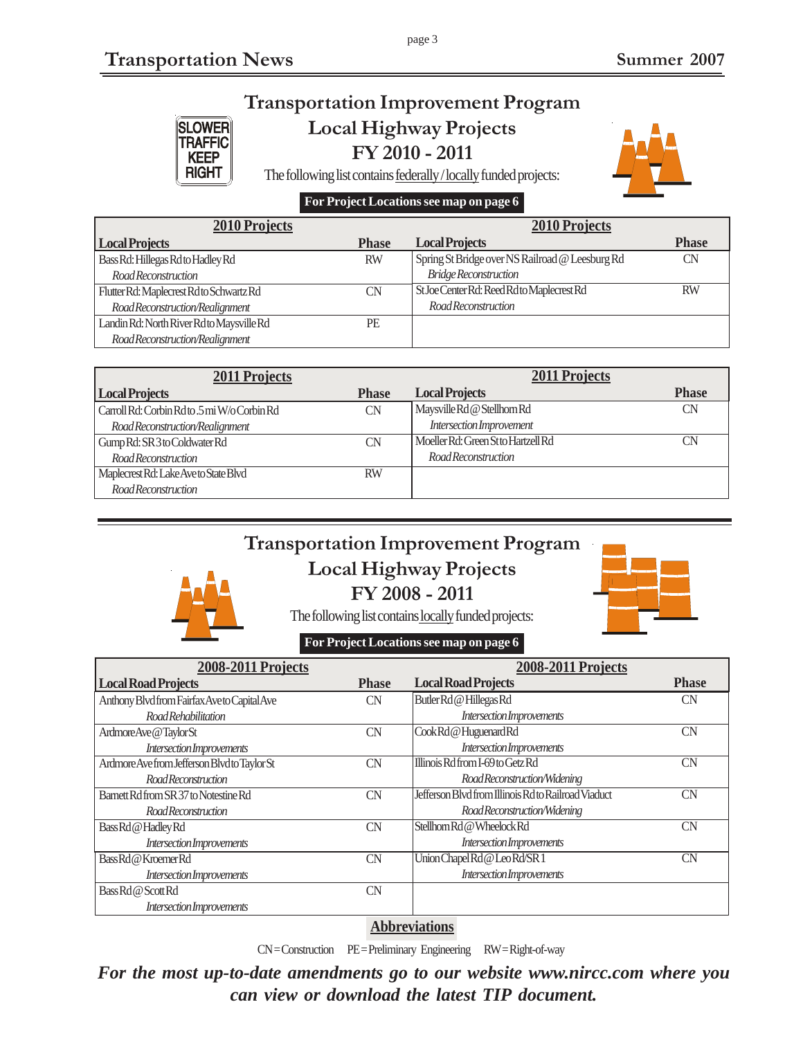# Transportation Improvement Program

## Local Highway Projects

## FY 2010 - 2011

SLOWER TRAFFIC KEEP RIGHT

The following list contains federally / locally funded projects:

**For Project Locations see map on page 6**

| 2010 Projects | | 2010 Projects | |
|---|---|---|---|
| **Local Projects** | **Phase** | **Local Projects** | **Phase** |
| Bass Rd: Hillegas Rd to Hadley Rd<br>*Road Reconstruction* | RW | Spring St Bridge over NS Railroad @ Leesburg Rd<br>*Bridge Reconstruction* | CN |
| Flutter Rd: Maplecrest Rd to Schwartz Rd<br>*Road Reconstruction/Realignment* | CN | St Joe Center Rd: Reed Rd to Maplecrest Rd<br>*Road Reconstruction* | RW |
| Landin Rd: North River Rd to Maysville Rd<br>*Road Reconstruction/Realignment* | PE | | |

| 2011 Projects | | 2011 Projects | |
|---|---|---|---|
| **Local Projects** | **Phase** | **Local Projects** | **Phase** |
| Carroll Rd: Corbin Rd to .5 mi W/o Corbin Rd<br>*Road Reconstruction/Realignment* | CN | Maysville Rd @ Stellhorn Rd<br>*Intersection Improvement* | CN |
| Gump Rd: SR 3 to Coldwater Rd<br>*Road Reconstruction* | CN | Moeller Rd: Green St to Hartzell Rd<br>*Road Reconstruction* | CN |
| Maplecrest Rd: Lake Ave to State Blvd<br>*Road Reconstruction* | RW | | |

# Transportation Improvement Program

## Local Highway Projects

## FY 2008 - 2011

The following list contains locally funded projects:

**For Project Locations see map on page 6**

| 2008-2011 Projects | | 2008-2011 Projects | |
|---|---|---|---|
| **Local Road Projects** | **Phase** | **Local Road Projects** | **Phase** |
| Anthony Blvd from Fairfax Ave to Capital Ave<br>*Road Rehabilitation* | CN | Butler Rd @ Hillegas Rd<br>*Intersection Improvements* | CN |
| Ardmore Ave @ Taylor St<br>*Intersection Improvements* | CN | Cook Rd @ Huguenard Rd<br>*Intersection Improvements* | CN |
| Ardmore Ave from Jefferson Blvd to Taylor St<br>*Road Reconstruction* | CN | Illinois Rd from I-69 to Getz Rd<br>*Road Reconstruction/Widening* | CN |
| Barnett Rd from SR 37 to Notestine Rd<br>*Road Reconstruction* | CN | Jefferson Blvd from Illinois Rd to Railroad Viaduct<br>*Road Reconstruction/Widening* | CN |
| Bass Rd @ Hadley Rd<br>*Intersection Improvements* | CN | Stellhorn Rd @ Wheelock Rd<br>*Intersection Improvements* | CN |
| Bass Rd @ Kroemer Rd<br>*Intersection Improvements* | CN | Union Chapel Rd @ Leo Rd/SR 1<br>*Intersection Improvements* | CN |
| Bass Rd @ Scott Rd<br>*Intersection Improvements* | CN | | |

**Abbreviations**

CN = Construction  PE = Preliminary Engineering  RW = Right-of-way

***For the most up-to-date amendments go to our website www.nircc.com where you can view or download the latest TIP document.***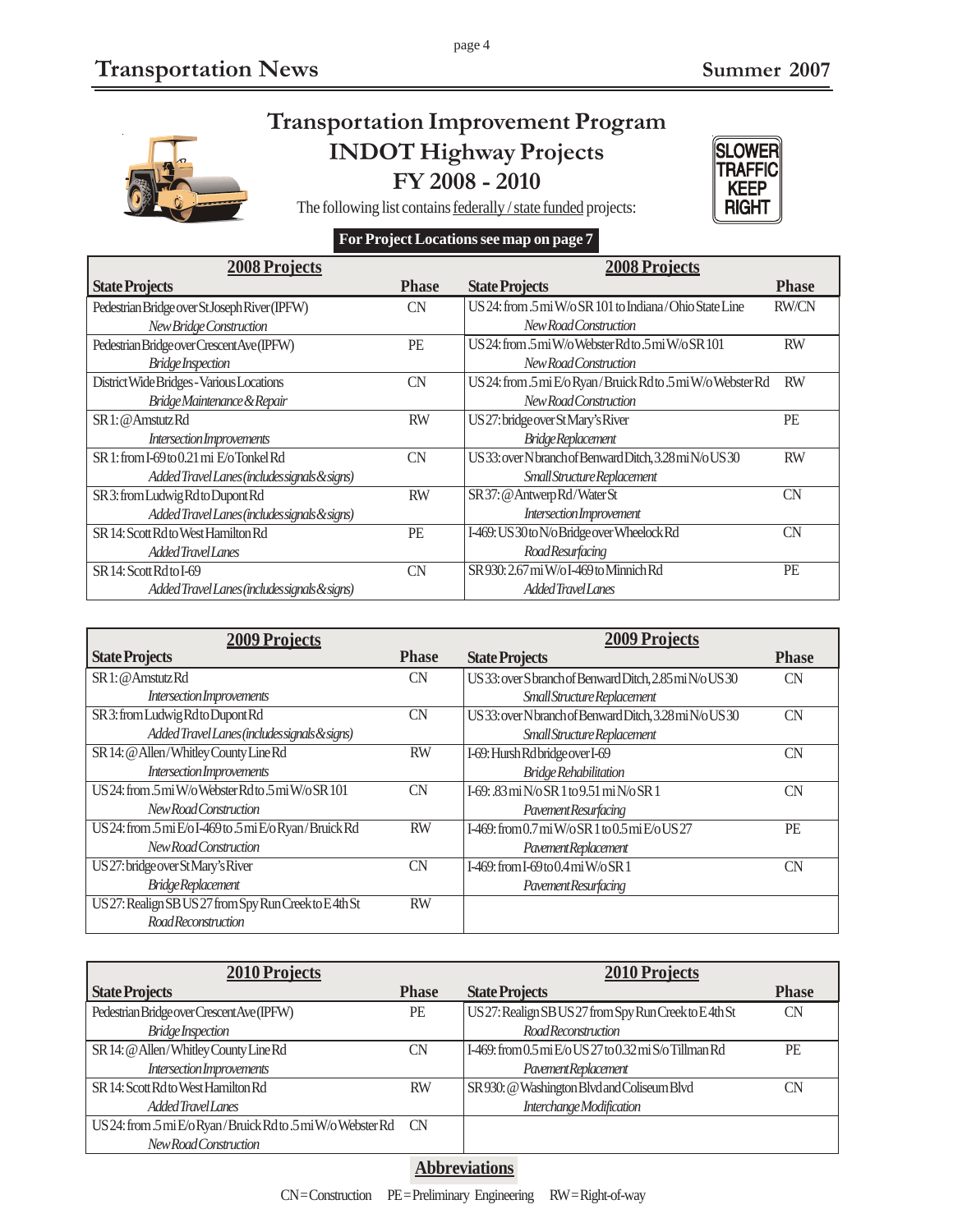# Transportation Improvement Program

## INDOT Highway Projects

## FY 2008 - 2010

The following list contains federally / state funded projects:

**For Project Locations see map on page 7**

| 2008 Projects | | 2008 Projects | |
|---|---|---|---|
| **State Projects** | **Phase** | **State Projects** | **Phase** |
| Pedestrian Bridge over St Joseph River (IPFW)<br>*New Bridge Construction* | CN | US 24: from .5 mi W/o SR 101 to Indiana / Ohio State Line<br>*New Road Construction* | RW/CN |
| Pedestrian Bridge over Crescent Ave (IPFW)<br>*Bridge Inspection* | PE | US 24: from .5 mi W/o Webster Rd to .5 mi W/o SR 101<br>*New Road Construction* | RW |
| District Wide Bridges - Various Locations<br>*Bridge Maintenance & Repair* | CN | US 24: from .5 mi E/o Ryan / Bruick Rd to .5 mi W/o Webster Rd<br>*New Road Construction* | RW |
| SR 1: @ Amstutz Rd<br>*Intersection Improvements* | RW | US 27: bridge over St Mary's River<br>*Bridge Replacement* | PE |
| SR 1: from I-69 to 0.21 mi E/o Tonkel Rd<br>*Added Travel Lanes (includes signals & signs)* | CN | US 33: over N branch of Benward Ditch, 3.28 mi N/o US 30<br>*Small Structure Replacement* | RW |
| SR 3: from Ludwig Rd to Dupont Rd<br>*Added Travel Lanes (includes signals & signs)* | RW | SR 37: @ Antwerp Rd / Water St<br>*Intersection Improvement* | CN |
| SR 14: Scott Rd to West Hamilton Rd<br>*Added Travel Lanes* | PE | I-469: US 30 to N/o Bridge over Wheelock Rd<br>*Road Resurfacing* | CN |
| SR 14: Scott Rd to I-69<br>*Added Travel Lanes (includes signals & signs)* | CN | SR 930: 2.67 mi W/o I-469 to Minnich Rd<br>*Added Travel Lanes* | PE |

| 2009 Projects | | 2009 Projects | |
|---|---|---|---|
| **State Projects** | **Phase** | **State Projects** | **Phase** |
| SR 1: @ Amstutz Rd<br>*Intersection Improvements* | CN | US 33: over S branch of Benward Ditch, 2.85 mi N/o US 30<br>*Small Structure Replacement* | CN |
| SR 3: from Ludwig Rd to Dupont Rd<br>*Added Travel Lanes (includes signals & signs)* | CN | US 33: over N branch of Benward Ditch, 3.28 mi N/o US 30<br>*Small Structure Replacement* | CN |
| SR 14: @ Allen / Whitley County Line Rd<br>*Intersection Improvements* | RW | I-69: Hursh Rd bridge over I-69<br>*Bridge Rehabilitation* | CN |
| US 24: from .5 mi W/o Webster Rd to .5 mi W/o SR 101<br>*New Road Construction* | CN | I-69: .83 mi N/o SR 1 to 9.51 mi N/o SR 1<br>*Pavement Resurfacing* | CN |
| US 24: from .5 mi E/o I-469 to .5 mi E/o Ryan / Bruick Rd<br>*New Road Construction* | RW | I-469: from 0.7 mi W/o SR 1 to 0.5 mi E/o US 27<br>*Pavement Replacement* | PE |
| US 27: bridge over St Mary's River<br>*Bridge Replacement* | CN | I-469: from I-69 to 0.4 mi W/o SR 1<br>*Pavement Resurfacing* | CN |
| US 27: Realign SB US 27 from Spy Run Creek to E 4th St<br>*Road Reconstruction* | RW | | |

| 2010 Projects | | 2010 Projects | |
|---|---|---|---|
| **State Projects** | **Phase** | **State Projects** | **Phase** |
| Pedestrian Bridge over Crescent Ave (IPFW)<br>*Bridge Inspection* | PE | US 27: Realign SB US 27 from Spy Run Creek to E 4th St<br>*Road Reconstruction* | CN |
| SR 14: @ Allen / Whitley County Line Rd<br>*Intersection Improvements* | CN | I-469: from 0.5 mi E/o US 27 to 0.32 mi S/o Tillman Rd<br>*Pavement Replacement* | PE |
| SR 14: Scott Rd to West Hamilton Rd<br>*Added Travel Lanes* | RW | SR 930: @ Washington Blvd and Coliseum Blvd<br>*Interchange Modification* | CN |
| US 24: from .5 mi E/o Ryan / Bruick Rd to .5 mi W/o Webster Rd<br>*New Road Construction* | CN | | |

**Abbreviations**

CN = Construction  PE = Preliminary Engineering  RW = Right-of-way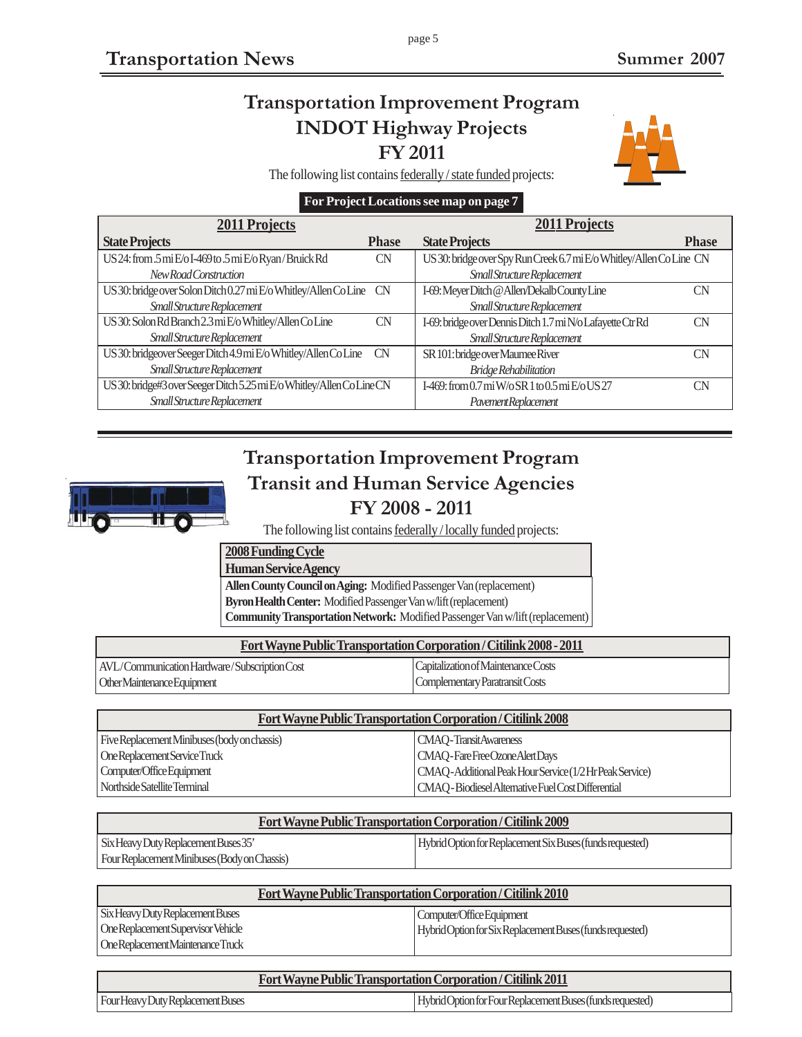# Transportation Improvement Program
# INDOT Highway Projects
# FY 2011

The following list contains federally / state funded projects:

**For Project Locations see map on page 7**

| 2011 Projects | | 2011 Projects | |
|---|---|---|---|
| **State Projects** | **Phase** | **State Projects** | **Phase** |
| US 24: from .5 mi E/o I-469 to .5 mi E/o Ryan / Bruick Rd<br>*New Road Construction* | CN | US 30: bridge over Spy Run Creek 6.7 mi E/o Whitley/Allen Co Line<br>*Small Structure Replacement* | CN |
| US 30: bridge over Solon Ditch 0.27 mi E/o Whitley/Allen Co Line<br>*Small Structure Replacement* | CN | I-69: Meyer Ditch @ Allen/Dekalb County Line<br>*Small Structure Replacement* | CN |
| US 30: Solon Rd Branch 2.3 mi E/o Whitley/Allen Co Line<br>*Small Structure Replacement* | CN | I-69: bridge over Dennis Ditch 1.7 mi N/o Lafayette Ctr Rd<br>*Small Structure Replacement* | CN |
| US 30: bridgeover Seeger Ditch 4.9 mi E/o Whitley/Allen Co Line<br>*Small Structure Replacement* | CN | SR 101: bridge over Maumee River<br>*Bridge Rehabilitation* | CN |
| US 30: bridge#3 over Seeger Ditch 5.25 mi E/o Whitley/Allen Co Line<br>*Small Structure Replacement* | CN | I-469: from 0.7 mi W/o SR 1 to 0.5 mi E/o US 27<br>*Pavement Replacement* | CN |

# Transportation Improvement Program
# Transit and Human Service Agencies
# FY 2008 - 2011

The following list contains federally / locally funded projects:

| 2008 Funding Cycle |
|---|
| **Human Service Agency** |
| **Allen County Council on Aging:** Modified Passenger Van (replacement) |
| **Byron Health Center:** Modified Passenger Van w/lift (replacement) |
| **Community Transportation Network:** Modified Passenger Van w/lift (replacement) |

| Fort Wayne Public Transportation Corporation / Citilink 2008 - 2011 | |
|---|---|
| AVL / Communication Hardware / Subscription Cost | Capitalization of Maintenance Costs |
| Other Maintenance Equipment | Complementary Paratransit Costs |

| Fort Wayne Public Transportation Corporation / Citilink 2008 | |
|---|---|
| Five Replacement Minibuses (body on chassis) | CMAQ - Transit Awareness |
| One Replacement Service Truck | CMAQ - Fare Free Ozone Alert Days |
| Computer/Office Equipment | CMAQ - Additional Peak Hour Service (1/2 Hr Peak Service) |
| Northside Satellite Terminal | CMAQ - Biodiesel Alternative Fuel Cost Differential |

| Fort Wayne Public Transportation Corporation / Citilink 2009 | |
|---|---|
| Six Heavy Duty Replacement Buses 35' | Hybrid Option for Replacement Six Buses (funds requested) |
| Four Replacement Minibuses (Body on Chassis) | |

| Fort Wayne Public Transportation Corporation / Citilink 2010 | |
|---|---|
| Six Heavy Duty Replacement Buses | Computer/Office Equipment |
| One Replacement Supervisor Vehicle | Hybrid Option for Six Replacement Buses (funds requested) |
| One Replacement Maintenance Truck | |

| Fort Wayne Public Transportation Corporation / Citilink 2011 | |
|---|---|
| Four Heavy Duty Replacement Buses | Hybrid Option for Four Replacement Buses (funds requested) |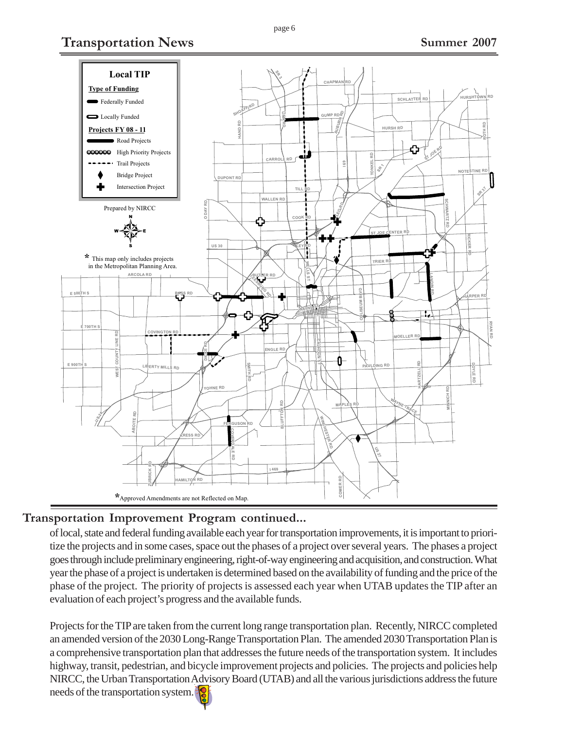## Local TIP

**Type of Funding**

- Federally Funded
- Locally Funded

**Projects FY 08 - 11**

- Road Projects
- High Priority Projects
- Trail Projects
- Bridge Project
- Intersection Project

Prepared by NIRCC

* This map only includes projects in the Metropolitan Planning Area.

*Approved Amendments are not Reflected on Map.

## Transportation Improvement Program continued...

of local, state and federal funding available each year for transportation improvements, it is important to prioritize the projects and in some cases, space out the phases of a project over several years. The phases a project goes through include preliminary engineering, right-of-way engineering and acquisition, and construction. What year the phase of a project is undertaken is determined based on the availability of funding and the price of the phase of the project. The priority of projects is assessed each year when UTAB updates the TIP after an evaluation of each project's progress and the available funds.

Projects for the TIP are taken from the current long range transportation plan. Recently, NIRCC completed an amended version of the 2030 Long-Range Transportation Plan. The amended 2030 Transportation Plan is a comprehensive transportation plan that addresses the future needs of the transportation system. It includes highway, transit, pedestrian, and bicycle improvement projects and policies. The projects and policies help NIRCC, the Urban Transportation Advisory Board (UTAB) and all the various jurisdictions address the future needs of the transportation system.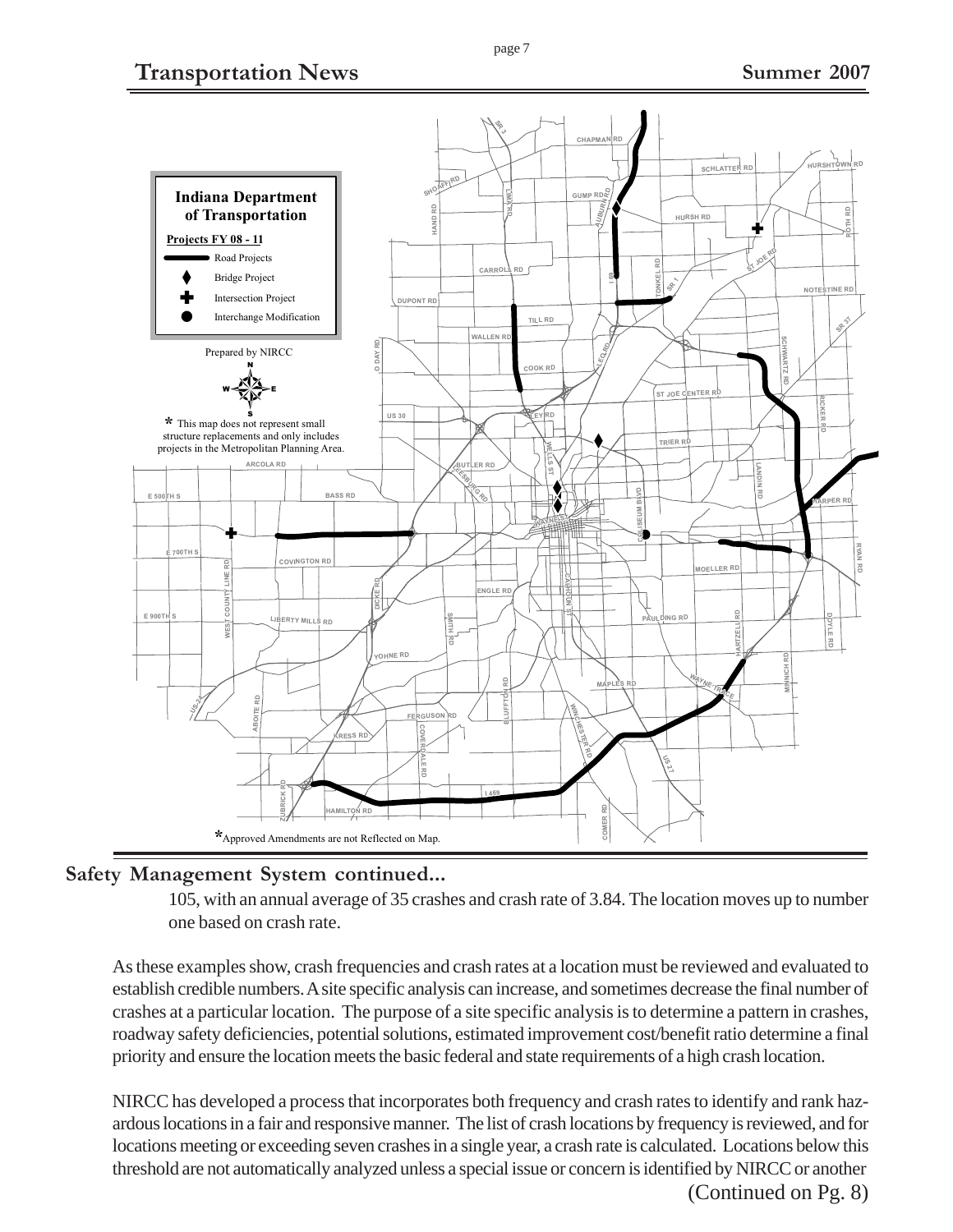## Safety Management System continued...

105, with an annual average of 35 crashes and crash rate of 3.84. The location moves up to number one based on crash rate.

As these examples show, crash frequencies and crash rates at a location must be reviewed and evaluated to establish credible numbers. A site specific analysis can increase, and sometimes decrease the final number of crashes at a particular location. The purpose of a site specific analysis is to determine a pattern in crashes, roadway safety deficiencies, potential solutions, estimated improvement cost/benefit ratio determine a final priority and ensure the location meets the basic federal and state requirements of a high crash location.

NIRCC has developed a process that incorporates both frequency and crash rates to identify and rank hazardous locations in a fair and responsive manner. The list of crash locations by frequency is reviewed, and for locations meeting or exceeding seven crashes in a single year, a crash rate is calculated. Locations below this threshold are not automatically analyzed unless a special issue or concern is identified by NIRCC or another

(Continued on Pg. 8)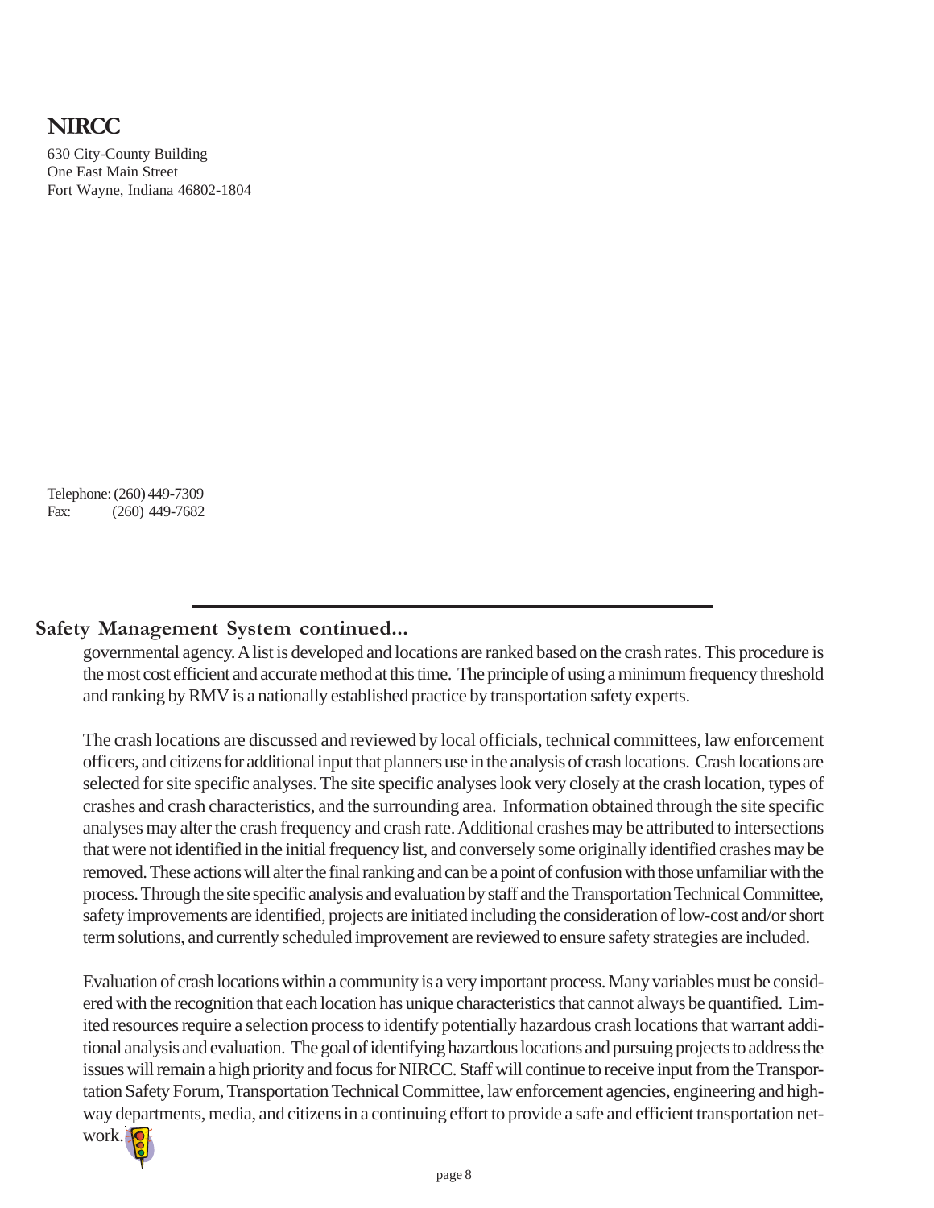**NIRCC**

630 City-County Building
One East Main Street
Fort Wayne, Indiana 46802-1804

Telephone: (260) 449-7309
Fax: (260) 449-7682

## Safety Management System continued...

governmental agency. A list is developed and locations are ranked based on the crash rates. This procedure is the most cost efficient and accurate method at this time. The principle of using a minimum frequency threshold and ranking by RMV is a nationally established practice by transportation safety experts.

The crash locations are discussed and reviewed by local officials, technical committees, law enforcement officers, and citizens for additional input that planners use in the analysis of crash locations. Crash locations are selected for site specific analyses. The site specific analyses look very closely at the crash location, types of crashes and crash characteristics, and the surrounding area. Information obtained through the site specific analyses may alter the crash frequency and crash rate. Additional crashes may be attributed to intersections that were not identified in the initial frequency list, and conversely some originally identified crashes may be removed. These actions will alter the final ranking and can be a point of confusion with those unfamiliar with the process. Through the site specific analysis and evaluation by staff and the Transportation Technical Committee, safety improvements are identified, projects are initiated including the consideration of low-cost and/or short term solutions, and currently scheduled improvement are reviewed to ensure safety strategies are included.

Evaluation of crash locations within a community is a very important process. Many variables must be considered with the recognition that each location has unique characteristics that cannot always be quantified. Limited resources require a selection process to identify potentially hazardous crash locations that warrant additional analysis and evaluation. The goal of identifying hazardous locations and pursuing projects to address the issues will remain a high priority and focus for NIRCC. Staff will continue to receive input from the Transportation Safety Forum, Transportation Technical Committee, law enforcement agencies, engineering and highway departments, media, and citizens in a continuing effort to provide a safe and efficient transportation network.